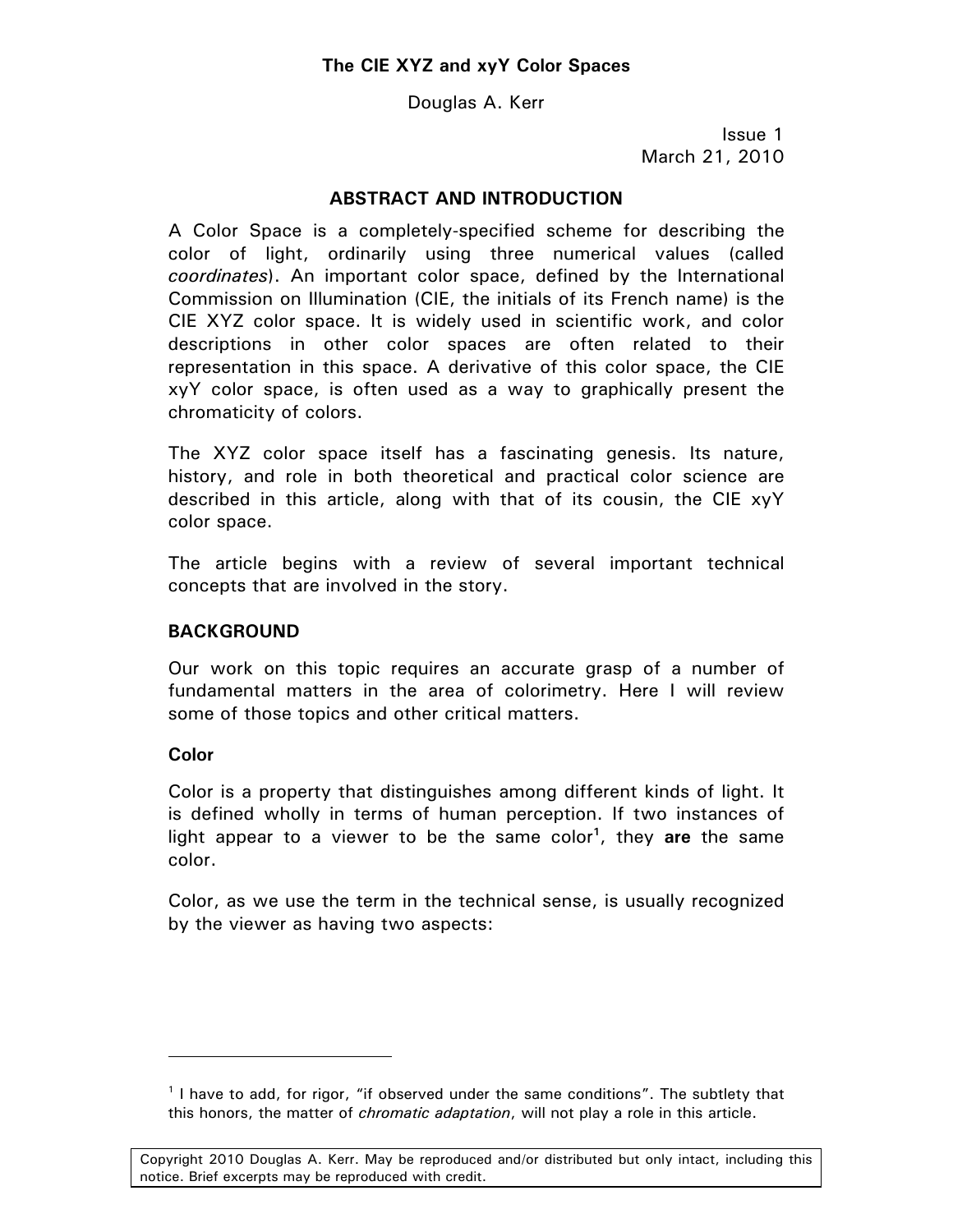# The CIE XYZ and xyY Color Spaces

Douglas A. Kerr

Issue 1
March 21, 2010

## ABSTRACT AND INTRODUCTION

A Color Space is a completely-specified scheme for describing the color of light, ordinarily using three numerical values (called *coordinates*). An important color space, defined by the International Commission on Illumination (CIE, the initials of its French name) is the CIE XYZ color space. It is widely used in scientific work, and color descriptions in other color spaces are often related to their representation in this space. A derivative of this color space, the CIE xyY color space, is often used as a way to graphically present the chromaticity of colors.

The XYZ color space itself has a fascinating genesis. Its nature, history, and role in both theoretical and practical color science are described in this article, along with that of its cousin, the CIE xyY color space.

The article begins with a review of several important technical concepts that are involved in the story.

## BACKGROUND

Our work on this topic requires an accurate grasp of a number of fundamental matters in the area of colorimetry. Here I will review some of those topics and other critical matters.

### Color

Color is a property that distinguishes among different kinds of light. It is defined wholly in terms of human perception. If two instances of light appear to a viewer to be the same color[1], they **are** the same color.

Color, as we use the term in the technical sense, is usually recognized by the viewer as having two aspects:

---

[1] I have to add, for rigor, "if observed under the same conditions". The subtlety that this honors, the matter of *chromatic adaptation*, will not play a role in this article.

Copyright 2010 Douglas A. Kerr. May be reproduced and/or distributed but only intact, including this notice. Brief excerpts may be reproduced with credit.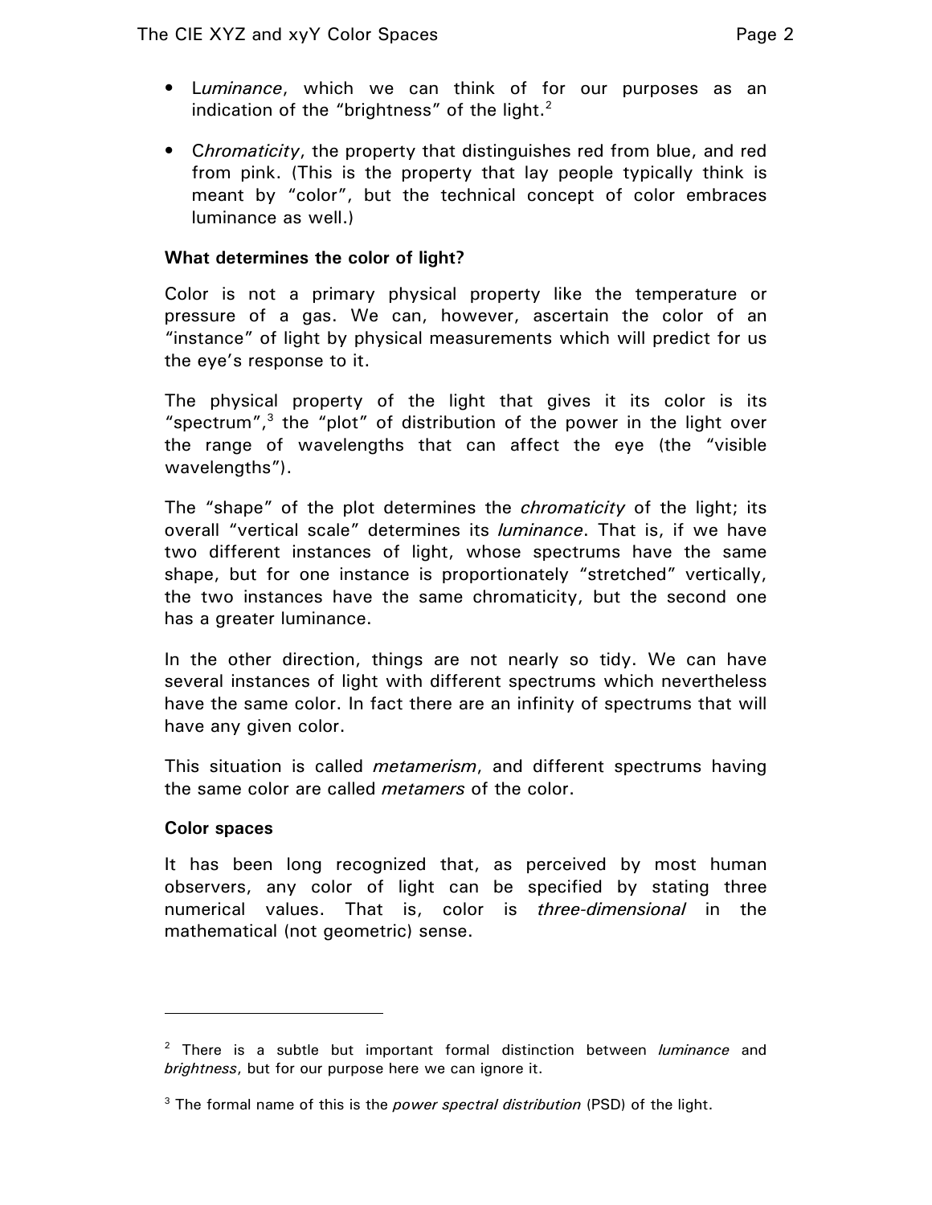- L*uminance*, which we can think of for our purposes as an indication of the "brightness" of the light.[2]

- C*hromaticity*, the property that distinguishes red from blue, and red from pink. (This is the property that lay people typically think is meant by "color", but the technical concept of color embraces luminance as well.)

**What determines the color of light?**

Color is not a primary physical property like the temperature or pressure of a gas. We can, however, ascertain the color of an "instance" of light by physical measurements which will predict for us the eye's response to it.

The physical property of the light that gives it its color is its "spectrum",[3] the "plot" of distribution of the power in the light over the range of wavelengths that can affect the eye (the "visible wavelengths").

The "shape" of the plot determines the *chromaticity* of the light; its overall "vertical scale" determines its *luminance*. That is, if we have two different instances of light, whose spectrums have the same shape, but for one instance is proportionately "stretched" vertically, the two instances have the same chromaticity, but the second one has a greater luminance.

In the other direction, things are not nearly so tidy. We can have several instances of light with different spectrums which nevertheless have the same color. In fact there are an infinity of spectrums that will have any given color.

This situation is called *metamerism*, and different spectrums having the same color are called *metamers* of the color.

**Color spaces**

It has been long recognized that, as perceived by most human observers, any color of light can be specified by stating three numerical values. That is, color is *three-dimensional* in the mathematical (not geometric) sense.

---

[2] There is a subtle but important formal distinction between *luminance* and *brightness*, but for our purpose here we can ignore it.

[3] The formal name of this is the *power spectral distribution* (PSD) of the light.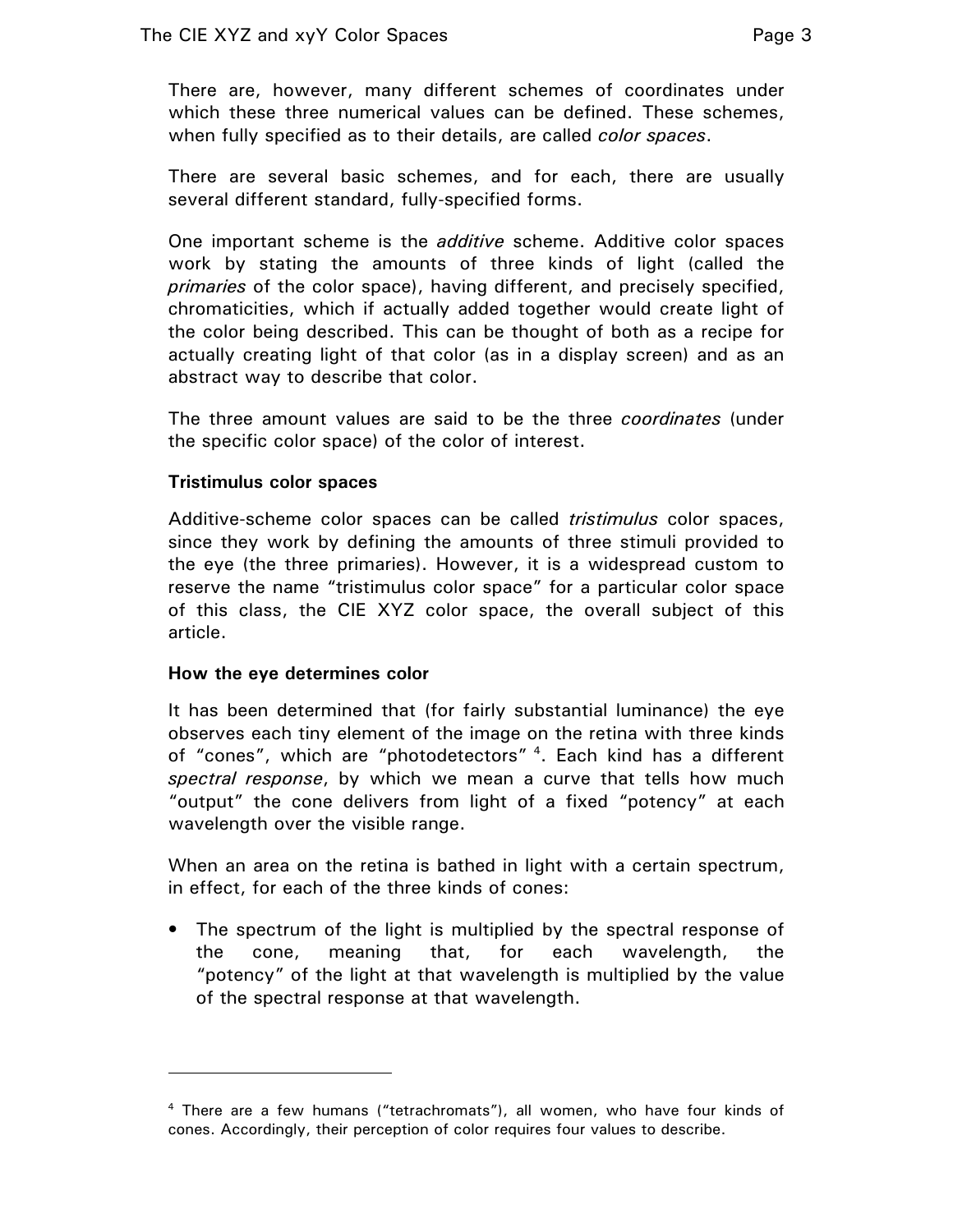There are, however, many different schemes of coordinates under which these three numerical values can be defined. These schemes, when fully specified as to their details, are called *color spaces*.

There are several basic schemes, and for each, there are usually several different standard, fully-specified forms.

One important scheme is the *additive* scheme. Additive color spaces work by stating the amounts of three kinds of light (called the *primaries* of the color space), having different, and precisely specified, chromaticities, which if actually added together would create light of the color being described. This can be thought of both as a recipe for actually creating light of that color (as in a display screen) and as an abstract way to describe that color.

The three amount values are said to be the three *coordinates* (under the specific color space) of the color of interest.

### Tristimulus color spaces

Additive-scheme color spaces can be called *tristimulus* color spaces, since they work by defining the amounts of three stimuli provided to the eye (the three primaries). However, it is a widespread custom to reserve the name "tristimulus color space" for a particular color space of this class, the CIE XYZ color space, the overall subject of this article.

### How the eye determines color

It has been determined that (for fairly substantial luminance) the eye observes each tiny element of the image on the retina with three kinds of "cones", which are "photodetectors" [4]. Each kind has a different *spectral response*, by which we mean a curve that tells how much "output" the cone delivers from light of a fixed "potency" at each wavelength over the visible range.

When an area on the retina is bathed in light with a certain spectrum, in effect, for each of the three kinds of cones:

- The spectrum of the light is multiplied by the spectral response of the cone, meaning that, for each wavelength, the "potency" of the light at that wavelength is multiplied by the value of the spectral response at that wavelength.

---

[4] There are a few humans ("tetrachromats"), all women, who have four kinds of cones. Accordingly, their perception of color requires four values to describe.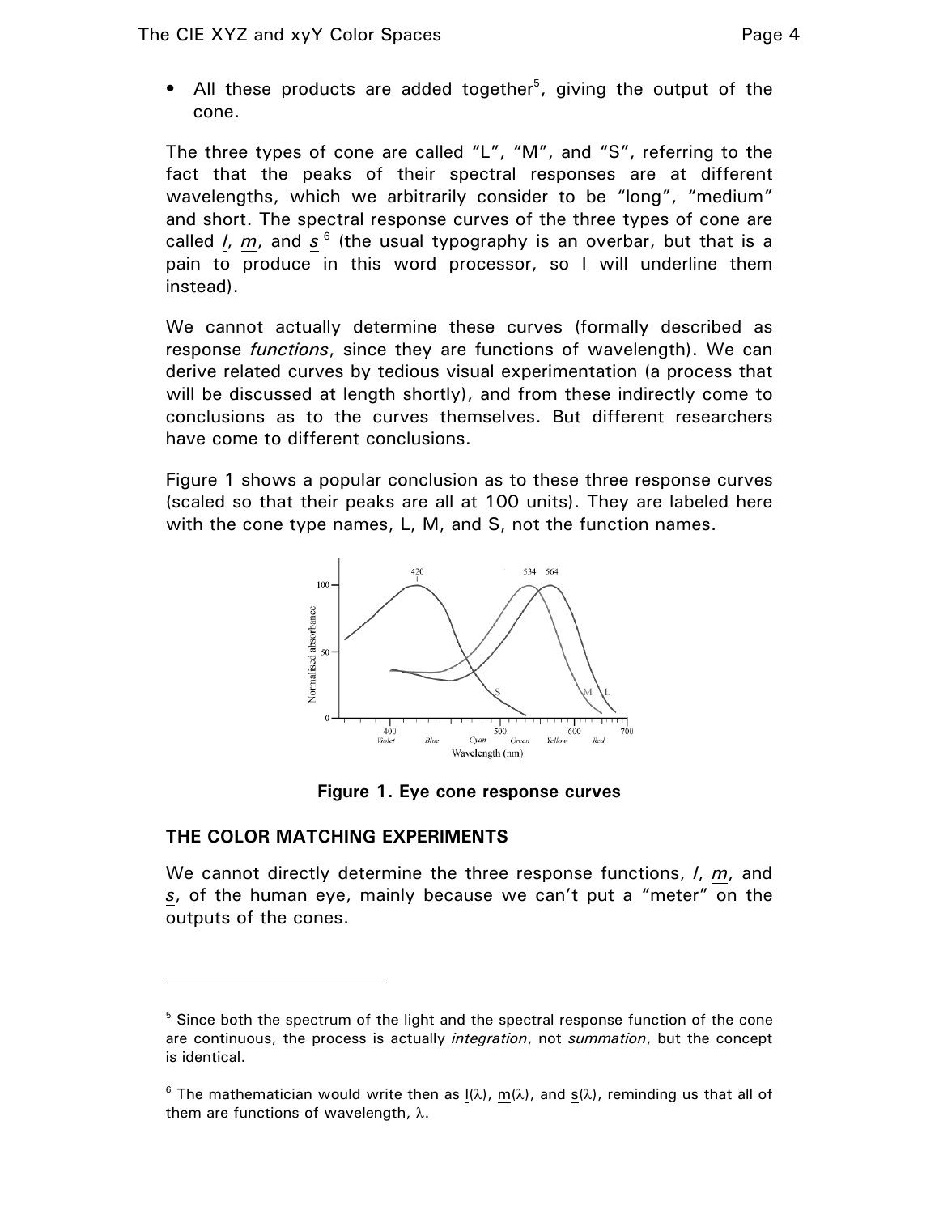- All these products are added together[5], giving the output of the cone.

The three types of cone are called "L", "M", and "S", referring to the fact that the peaks of their spectral responses are at different wavelengths, which we arbitrarily consider to be "long", "medium" and short. The spectral response curves of the three types of cone are called $\underline{l}$, $\underline{m}$, and $\underline{s}$ [6] (the usual typography is an overbar, but that is a pain to produce in this word processor, so I will underline them instead).

We cannot actually determine these curves (formally described as response *functions*, since they are functions of wavelength). We can derive related curves by tedious visual experimentation (a process that will be discussed at length shortly), and from these indirectly come to conclusions as to the curves themselves. But different researchers have come to different conclusions.

Figure 1 shows a popular conclusion as to these three response curves (scaled so that their peaks are all at 100 units). They are labeled here with the cone type names, L, M, and S, not the function names.

**Figure 1. Eye cone response curves**

## THE COLOR MATCHING EXPERIMENTS

We cannot directly determine the three response functions, $\underline{l}$, $\underline{m}$, and $\underline{s}$, of the human eye, mainly because we can't put a "meter" on the outputs of the cones.

---

[5] Since both the spectrum of the light and the spectral response function of the cone are continuous, the process is actually *integration*, not *summation*, but the concept is identical.

[6] The mathematician would write then as $\underline{l}(\lambda)$, $\underline{m}(\lambda)$, and $\underline{s}(\lambda)$, reminding us that all of them are functions of wavelength, $\lambda$.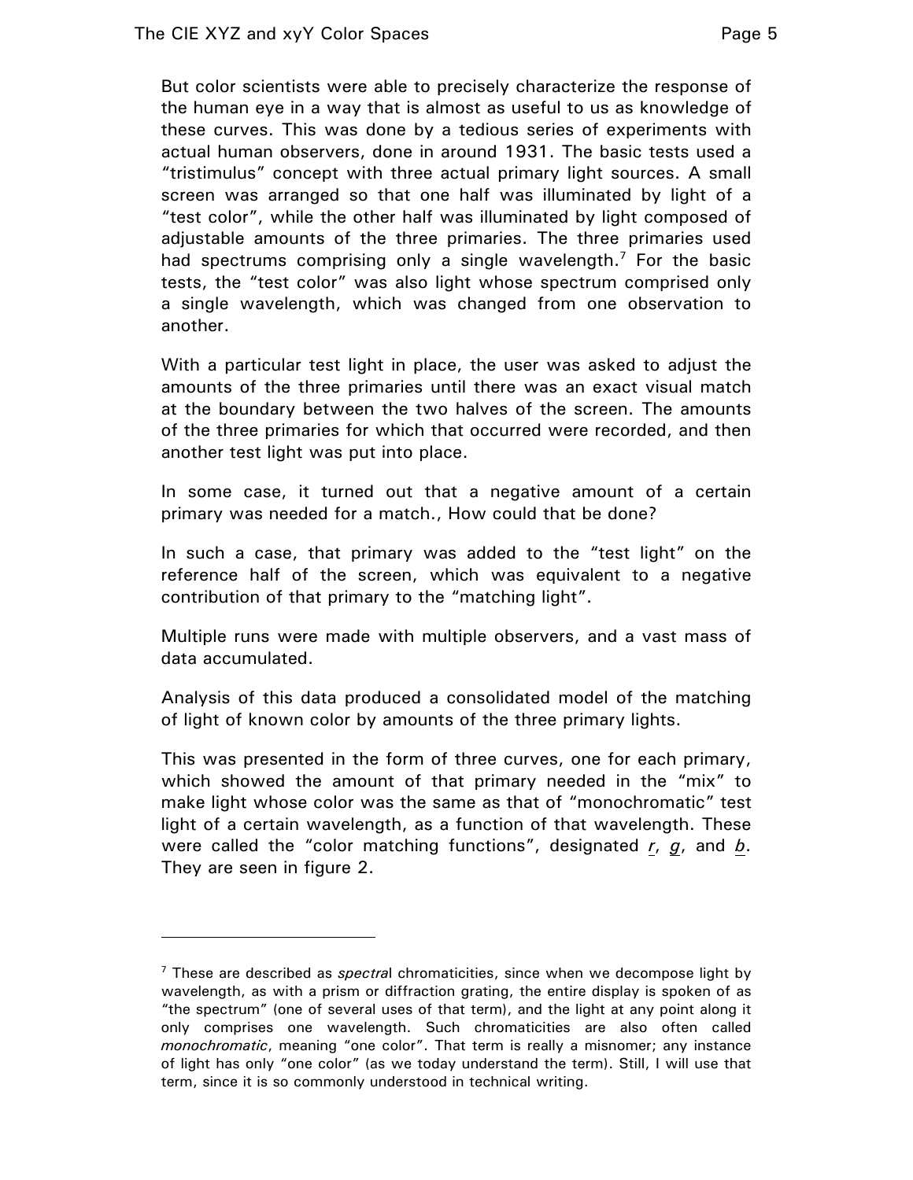But color scientists were able to precisely characterize the response of the human eye in a way that is almost as useful to us as knowledge of these curves. This was done by a tedious series of experiments with actual human observers, done in around 1931. The basic tests used a "tristimulus" concept with three actual primary light sources. A small screen was arranged so that one half was illuminated by light of a "test color", while the other half was illuminated by light composed of adjustable amounts of the three primaries. The three primaries used had spectrums comprising only a single wavelength.[7] For the basic tests, the "test color" was also light whose spectrum comprised only a single wavelength, which was changed from one observation to another.

With a particular test light in place, the user was asked to adjust the amounts of the three primaries until there was an exact visual match at the boundary between the two halves of the screen. The amounts of the three primaries for which that occurred were recorded, and then another test light was put into place.

In some case, it turned out that a negative amount of a certain primary was needed for a match., How could that be done?

In such a case, that primary was added to the "test light" on the reference half of the screen, which was equivalent to a negative contribution of that primary to the "matching light".

Multiple runs were made with multiple observers, and a vast mass of data accumulated.

Analysis of this data produced a consolidated model of the matching of light of known color by amounts of the three primary lights.

This was presented in the form of three curves, one for each primary, which showed the amount of that primary needed in the "mix" to make light whose color was the same as that of "monochromatic" test light of a certain wavelength, as a function of that wavelength. These were called the "color matching functions", designated $\underline{r}$, $\underline{g}$, and $\underline{b}$. They are seen in figure 2.

---

[7] These are described as *spectra*l chromaticities, since when we decompose light by wavelength, as with a prism or diffraction grating, the entire display is spoken of as "the spectrum" (one of several uses of that term), and the light at any point along it only comprises one wavelength. Such chromaticities are also often called *monochromatic*, meaning "one color". That term is really a misnomer; any instance of light has only "one color" (as we today understand the term). Still, I will use that term, since it is so commonly understood in technical writing.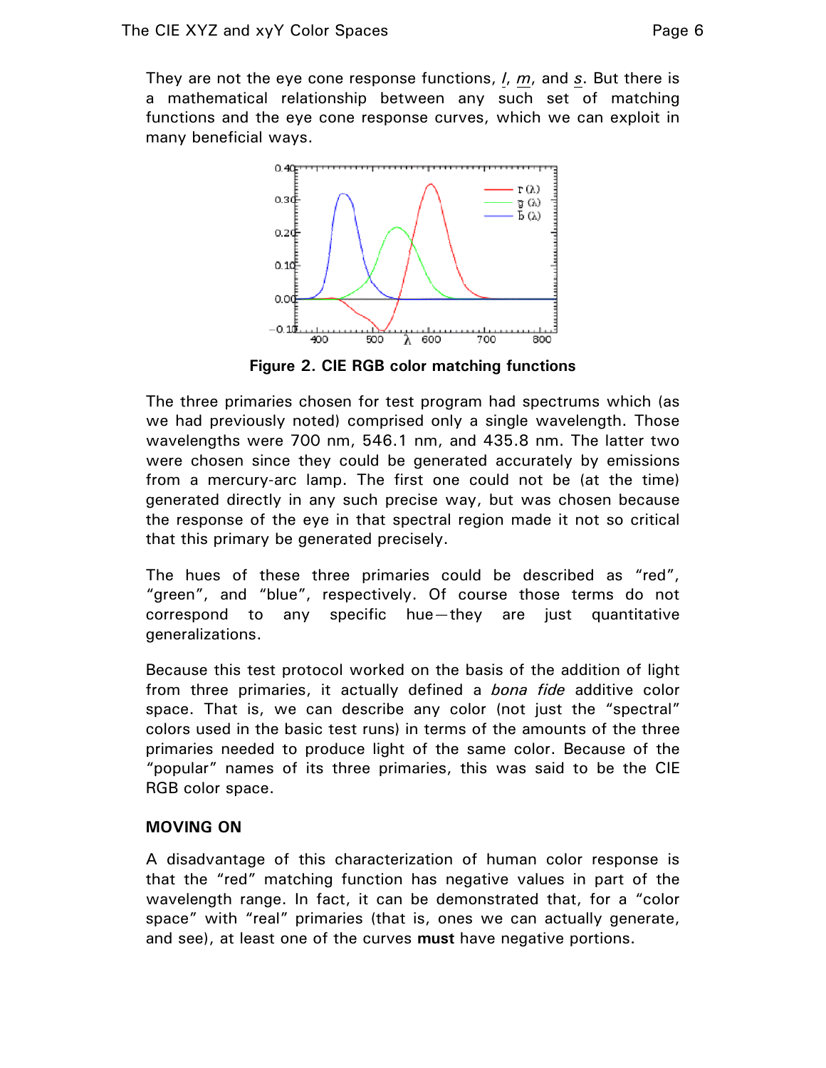They are not the eye cone response functions, $\underline{l}$, $\underline{m}$, and $\underline{s}$. But there is a mathematical relationship between any such set of matching functions and the eye cone response curves, which we can exploit in many beneficial ways.

**Figure 2. CIE RGB color matching functions**

The three primaries chosen for test program had spectrums which (as we had previously noted) comprised only a single wavelength. Those wavelengths were 700 nm, 546.1 nm, and 435.8 nm. The latter two were chosen since they could be generated accurately by emissions from a mercury-arc lamp. The first one could not be (at the time) generated directly in any such precise way, but was chosen because the response of the eye in that spectral region made it not so critical that this primary be generated precisely.

The hues of these three primaries could be described as "red", "green", and "blue", respectively. Of course those terms do not correspond to any specific hue—they are just quantitative generalizations.

Because this test protocol worked on the basis of the addition of light from three primaries, it actually defined a *bona fide* additive color space. That is, we can describe any color (not just the "spectral" colors used in the basic test runs) in terms of the amounts of the three primaries needed to produce light of the same color. Because of the "popular" names of its three primaries, this was said to be the CIE RGB color space.

**MOVING ON**

A disadvantage of this characterization of human color response is that the "red" matching function has negative values in part of the wavelength range. In fact, it can be demonstrated that, for a "color space" with "real" primaries (that is, ones we can actually generate, and see), at least one of the curves **must** have negative portions.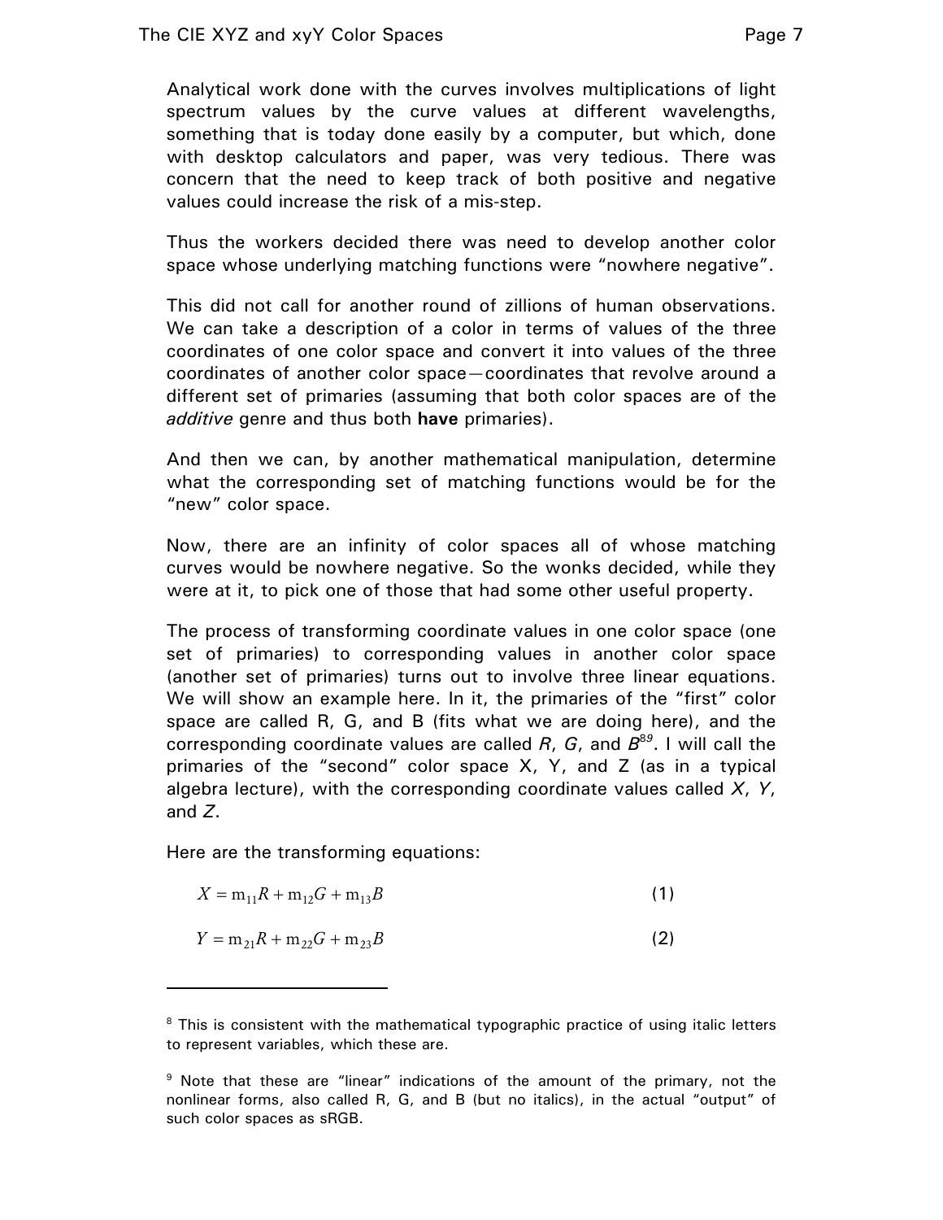Analytical work done with the curves involves multiplications of light spectrum values by the curve values at different wavelengths, something that is today done easily by a computer, but which, done with desktop calculators and paper, was very tedious. There was concern that the need to keep track of both positive and negative values could increase the risk of a mis-step.

Thus the workers decided there was need to develop another color space whose underlying matching functions were "nowhere negative".

This did not call for another round of zillions of human observations. We can take a description of a color in terms of values of the three coordinates of one color space and convert it into values of the three coordinates of another color space—coordinates that revolve around a different set of primaries (assuming that both color spaces are of the *additive* genre and thus both **have** primaries).

And then we can, by another mathematical manipulation, determine what the corresponding set of matching functions would be for the "new" color space.

Now, there are an infinity of color spaces all of whose matching curves would be nowhere negative. So the wonks decided, while they were at it, to pick one of those that had some other useful property.

The process of transforming coordinate values in one color space (one set of primaries) to corresponding values in another color space (another set of primaries) turns out to involve three linear equations. We will show an example here. In it, the primaries of the "first" color space are called R, G, and B (fits what we are doing here), and the corresponding coordinate values are called *R*, *G*, and *B*[8][9]. I will call the primaries of the "second" color space X, Y, and Z (as in a typical algebra lecture), with the corresponding coordinate values called *X*, *Y*, and *Z*.

Here are the transforming equations:

$$X = \mathrm{m}_{11}R + \mathrm{m}_{12}G + \mathrm{m}_{13}B \tag{1}$$

$$Y = \mathrm{m}_{21}R + \mathrm{m}_{22}G + \mathrm{m}_{23}B \tag{2}$$

---

[8] This is consistent with the mathematical typographic practice of using italic letters to represent variables, which these are.

[9] Note that these are "linear" indications of the amount of the primary, not the nonlinear forms, also called R, G, and B (but no italics), in the actual "output" of such color spaces as sRGB.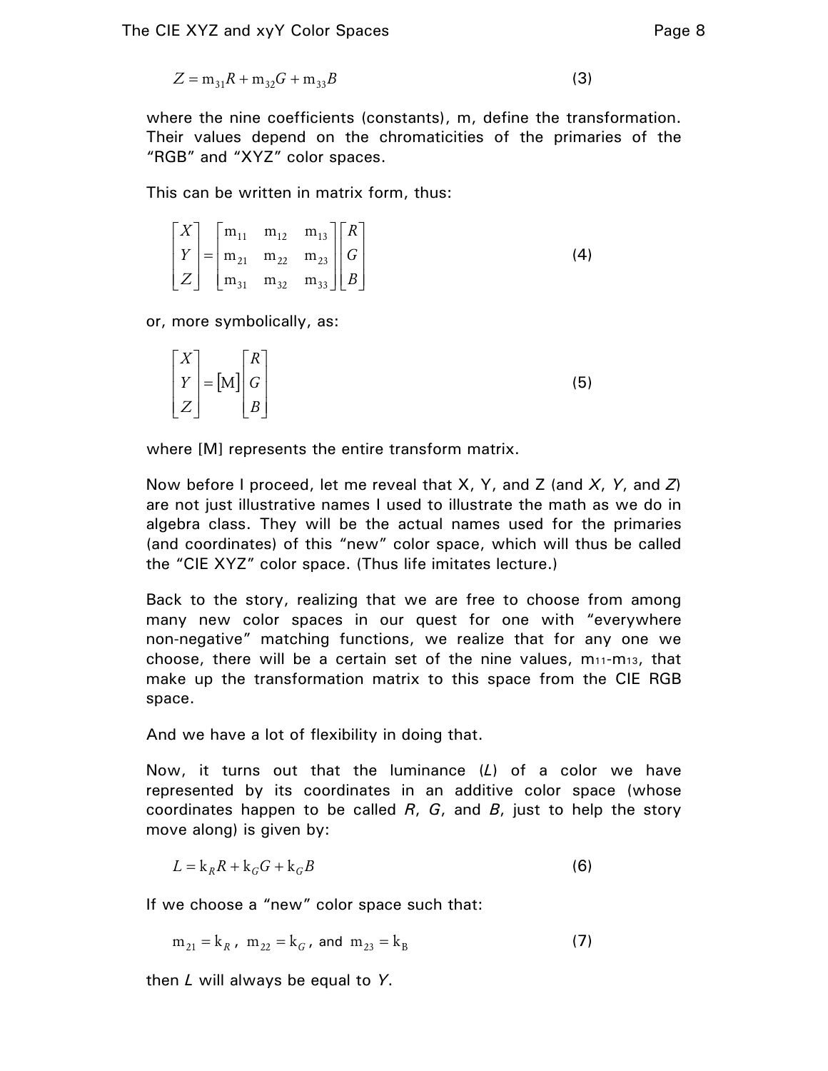$$Z = \mathrm{m}_{31}R + \mathrm{m}_{32}G + \mathrm{m}_{33}B \tag{3}$$

where the nine coefficients (constants), m, define the transformation. Their values depend on the chromaticities of the primaries of the "RGB" and "XYZ" color spaces.

This can be written in matrix form, thus:

$$\begin{bmatrix} X \\ Y \\ Z \end{bmatrix} = \begin{bmatrix} \mathrm{m}_{11} & \mathrm{m}_{12} & \mathrm{m}_{13} \\ \mathrm{m}_{21} & \mathrm{m}_{22} & \mathrm{m}_{23} \\ \mathrm{m}_{31} & \mathrm{m}_{32} & \mathrm{m}_{33} \end{bmatrix} \begin{bmatrix} R \\ G \\ B \end{bmatrix} \tag{4}$$

or, more symbolically, as:

$$\begin{bmatrix} X \\ Y \\ Z \end{bmatrix} = [\mathrm{M}] \begin{bmatrix} R \\ G \\ B \end{bmatrix} \tag{5}$$

where [M] represents the entire transform matrix.

Now before I proceed, let me reveal that X, Y, and Z (and *X*, *Y*, and *Z*) are not just illustrative names I used to illustrate the math as we do in algebra class. They will be the actual names used for the primaries (and coordinates) of this "new" color space, which will thus be called the "CIE XYZ" color space. (Thus life imitates lecture.)

Back to the story, realizing that we are free to choose from among many new color spaces in our quest for one with "everywhere non-negative" matching functions, we realize that for any one we choose, there will be a certain set of the nine values, $\mathrm{m}_{11}$-$\mathrm{m}_{13}$, that make up the transformation matrix to this space from the CIE RGB space.

And we have a lot of flexibility in doing that.

Now, it turns out that the luminance (*L*) of a color we have represented by its coordinates in an additive color space (whose coordinates happen to be called *R*, *G*, and *B*, just to help the story move along) is given by:

$$L = \mathrm{k}_R R + \mathrm{k}_G G + \mathrm{k}_G B \tag{6}$$

If we choose a "new" color space such that:

$$\mathrm{m}_{21} = \mathrm{k}_R,\ \mathrm{m}_{22} = \mathrm{k}_G,\ \text{and}\ \mathrm{m}_{23} = \mathrm{k}_\mathrm{B} \tag{7}$$

then *L* will always be equal to *Y*.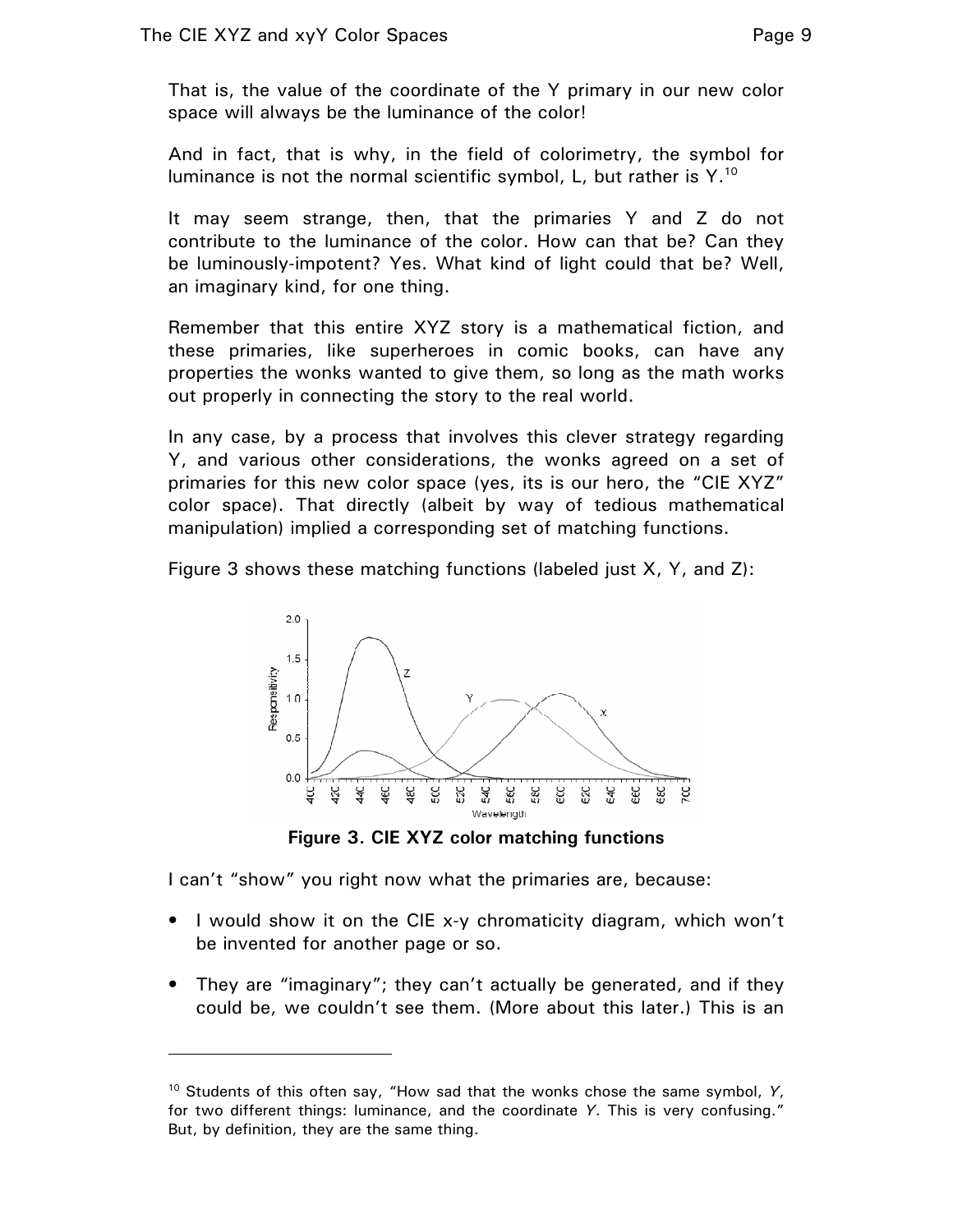That is, the value of the coordinate of the Y primary in our new color space will always be the luminance of the color!

And in fact, that is why, in the field of colorimetry, the symbol for luminance is not the normal scientific symbol, L, but rather is Y.[10]

It may seem strange, then, that the primaries Y and Z do not contribute to the luminance of the color. How can that be? Can they be luminously-impotent? Yes. What kind of light could that be? Well, an imaginary kind, for one thing.

Remember that this entire XYZ story is a mathematical fiction, and these primaries, like superheroes in comic books, can have any properties the wonks wanted to give them, so long as the math works out properly in connecting the story to the real world.

In any case, by a process that involves this clever strategy regarding Y, and various other considerations, the wonks agreed on a set of primaries for this new color space (yes, its is our hero, the "CIE XYZ" color space). That directly (albeit by way of tedious mathematical manipulation) implied a corresponding set of matching functions.

Figure 3 shows these matching functions (labeled just X, Y, and Z):

**Figure 3. CIE XYZ color matching functions**

I can't "show" you right now what the primaries are, because:

- I would show it on the CIE x-y chromaticity diagram, which won't be invented for another page or so.
- They are "imaginary"; they can't actually be generated, and if they could be, we couldn't see them. (More about this later.) This is an

[10] Students of this often say, "How sad that the wonks chose the same symbol, *Y*, for two different things: luminance, and the coordinate *Y*. This is very confusing." But, by definition, they are the same thing.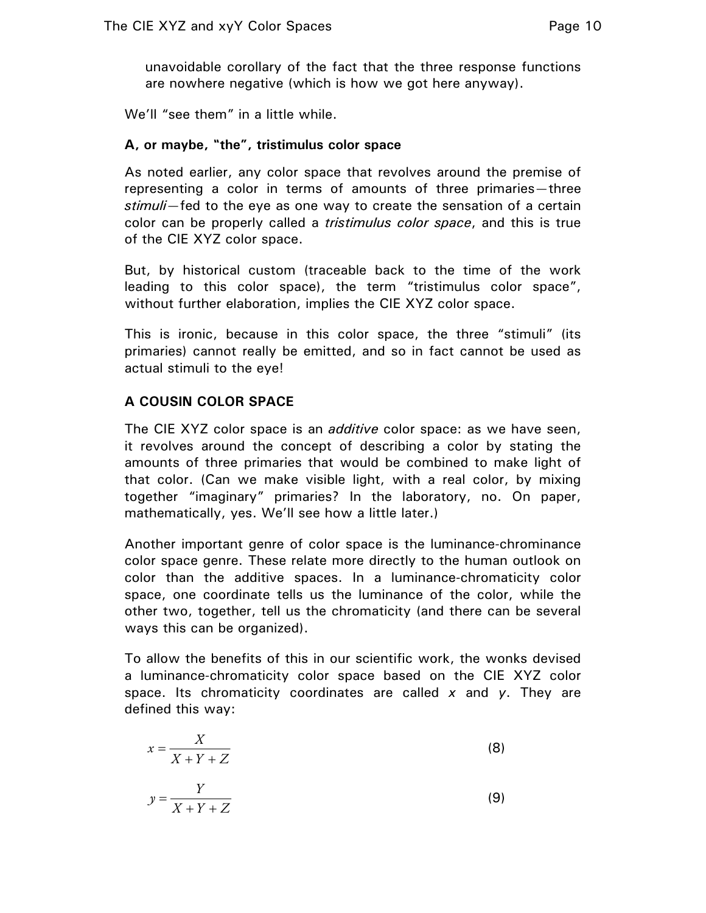unavoidable corollary of the fact that the three response functions are nowhere negative (which is how we got here anyway).

We'll "see them" in a little while.

**A, or maybe, "the", tristimulus color space**

As noted earlier, any color space that revolves around the premise of representing a color in terms of amounts of three primaries—three *stimuli*—fed to the eye as one way to create the sensation of a certain color can be properly called a *tristimulus color space*, and this is true of the CIE XYZ color space.

But, by historical custom (traceable back to the time of the work leading to this color space), the term "tristimulus color space", without further elaboration, implies the CIE XYZ color space.

This is ironic, because in this color space, the three "stimuli" (its primaries) cannot really be emitted, and so in fact cannot be used as actual stimuli to the eye!

## A COUSIN COLOR SPACE

The CIE XYZ color space is an *additive* color space: as we have seen, it revolves around the concept of describing a color by stating the amounts of three primaries that would be combined to make light of that color. (Can we make visible light, with a real color, by mixing together "imaginary" primaries? In the laboratory, no. On paper, mathematically, yes. We'll see how a little later.)

Another important genre of color space is the luminance-chrominance color space genre. These relate more directly to the human outlook on color than the additive spaces. In a luminance-chromaticity color space, one coordinate tells us the luminance of the color, while the other two, together, tell us the chromaticity (and there can be several ways this can be organized).

To allow the benefits of this in our scientific work, the wonks devised a luminance-chromaticity color space based on the CIE XYZ color space. Its chromaticity coordinates are called *x* and *y*. They are defined this way:

$$x = \frac{X}{X+Y+Z} \tag{8}$$

$$y = \frac{Y}{X+Y+Z} \tag{9}$$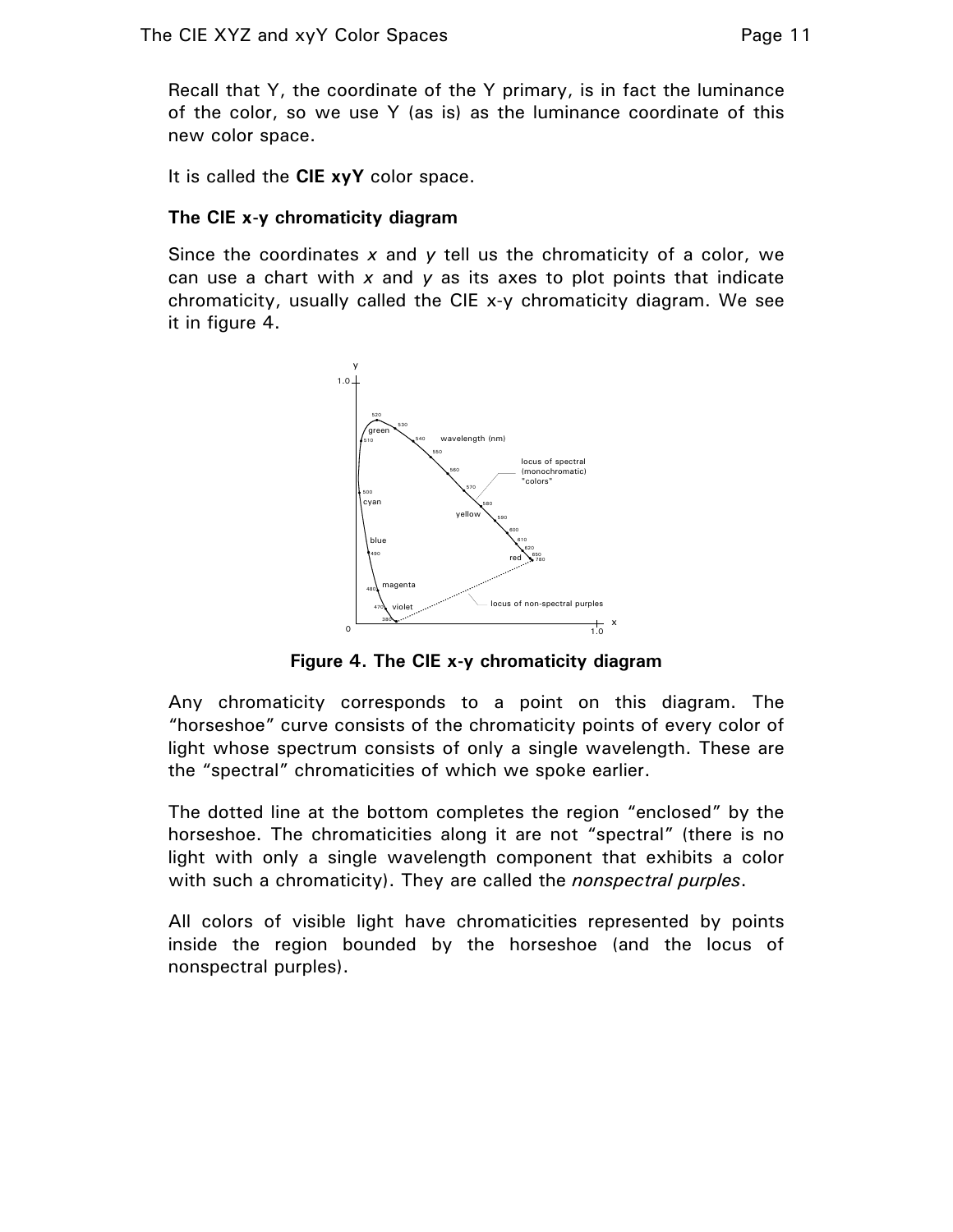Recall that Y, the coordinate of the Y primary, is in fact the luminance of the color, so we use Y (as is) as the luminance coordinate of this new color space.

It is called the **CIE xyY** color space.

### The CIE x-y chromaticity diagram

Since the coordinates *x* and *y* tell us the chromaticity of a color, we can use a chart with *x* and *y* as its axes to plot points that indicate chromaticity, usually called the CIE x-y chromaticity diagram. We see it in figure 4.

**Figure 4. The CIE x-y chromaticity diagram**

Any chromaticity corresponds to a point on this diagram. The "horseshoe" curve consists of the chromaticity points of every color of light whose spectrum consists of only a single wavelength. These are the "spectral" chromaticities of which we spoke earlier.

The dotted line at the bottom completes the region "enclosed" by the horseshoe. The chromaticities along it are not "spectral" (there is no light with only a single wavelength component that exhibits a color with such a chromaticity). They are called the *nonspectral purples*.

All colors of visible light have chromaticities represented by points inside the region bounded by the horseshoe (and the locus of nonspectral purples).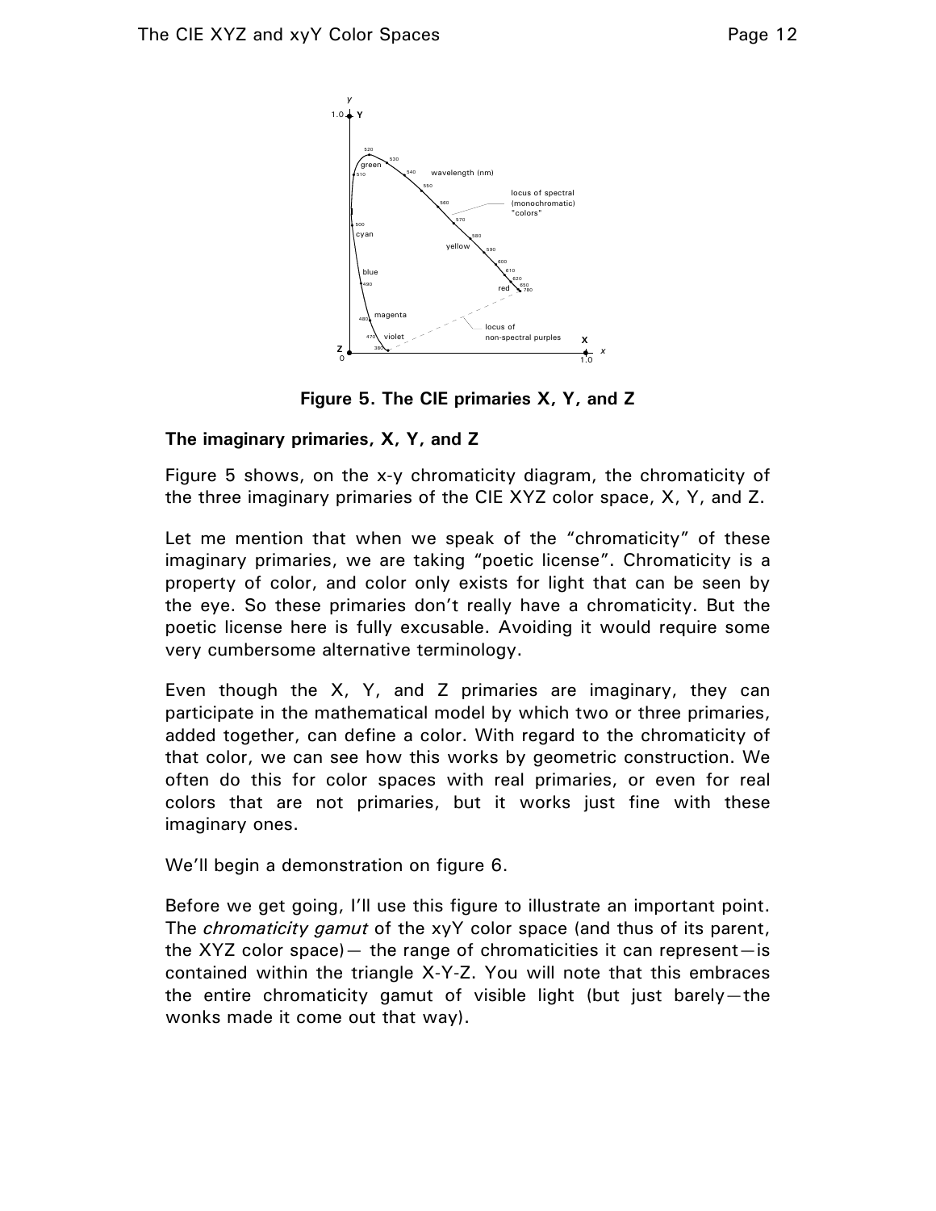**Figure 5. The CIE primaries X, Y, and Z**

**The imaginary primaries, X, Y, and Z**

Figure 5 shows, on the x-y chromaticity diagram, the chromaticity of the three imaginary primaries of the CIE XYZ color space, X, Y, and Z.

Let me mention that when we speak of the "chromaticity" of these imaginary primaries, we are taking "poetic license". Chromaticity is a property of color, and color only exists for light that can be seen by the eye. So these primaries don't really have a chromaticity. But the poetic license here is fully excusable. Avoiding it would require some very cumbersome alternative terminology.

Even though the X, Y, and Z primaries are imaginary, they can participate in the mathematical model by which two or three primaries, added together, can define a color. With regard to the chromaticity of that color, we can see how this works by geometric construction. We often do this for color spaces with real primaries, or even for real colors that are not primaries, but it works just fine with these imaginary ones.

We'll begin a demonstration on figure 6.

Before we get going, I'll use this figure to illustrate an important point. The *chromaticity gamut* of the xyY color space (and thus of its parent, the XYZ color space)— the range of chromaticities it can represent—is contained within the triangle X-Y-Z. You will note that this embraces the entire chromaticity gamut of visible light (but just barely—the wonks made it come out that way).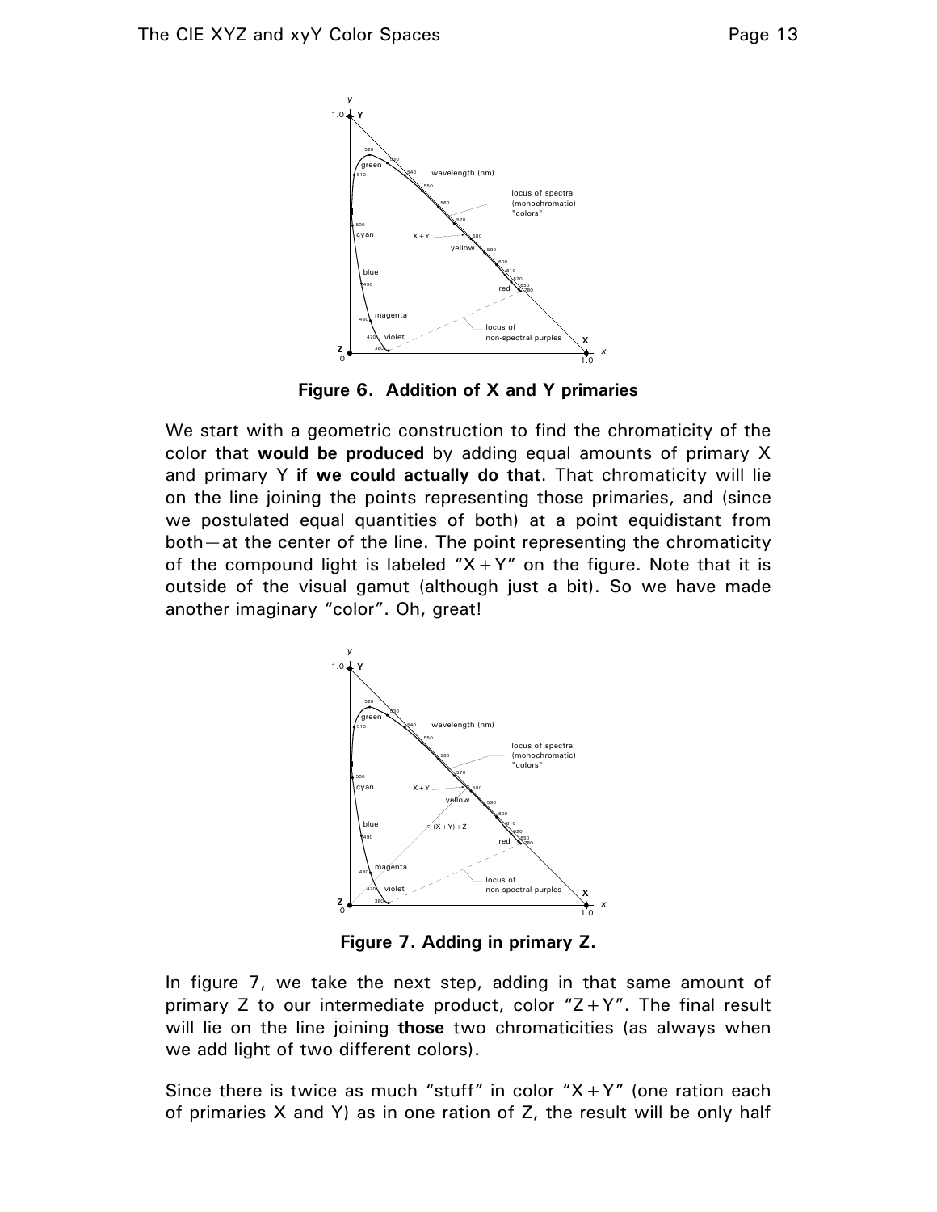**Figure 6. Addition of X and Y primaries**

We start with a geometric construction to find the chromaticity of the color that **would be produced** by adding equal amounts of primary X and primary Y **if we could actually do that**. That chromaticity will lie on the line joining the points representing those primaries, and (since we postulated equal quantities of both) at a point equidistant from both—at the center of the line. The point representing the chromaticity of the compound light is labeled "X+Y" on the figure. Note that it is outside of the visual gamut (although just a bit). So we have made another imaginary "color". Oh, great!

**Figure 7. Adding in primary Z.**

In figure 7, we take the next step, adding in that same amount of primary Z to our intermediate product, color "Z+Y". The final result will lie on the line joining **those** two chromaticities (as always when we add light of two different colors).

Since there is twice as much "stuff" in color "X+Y" (one ration each of primaries X and Y) as in one ration of Z, the result will be only half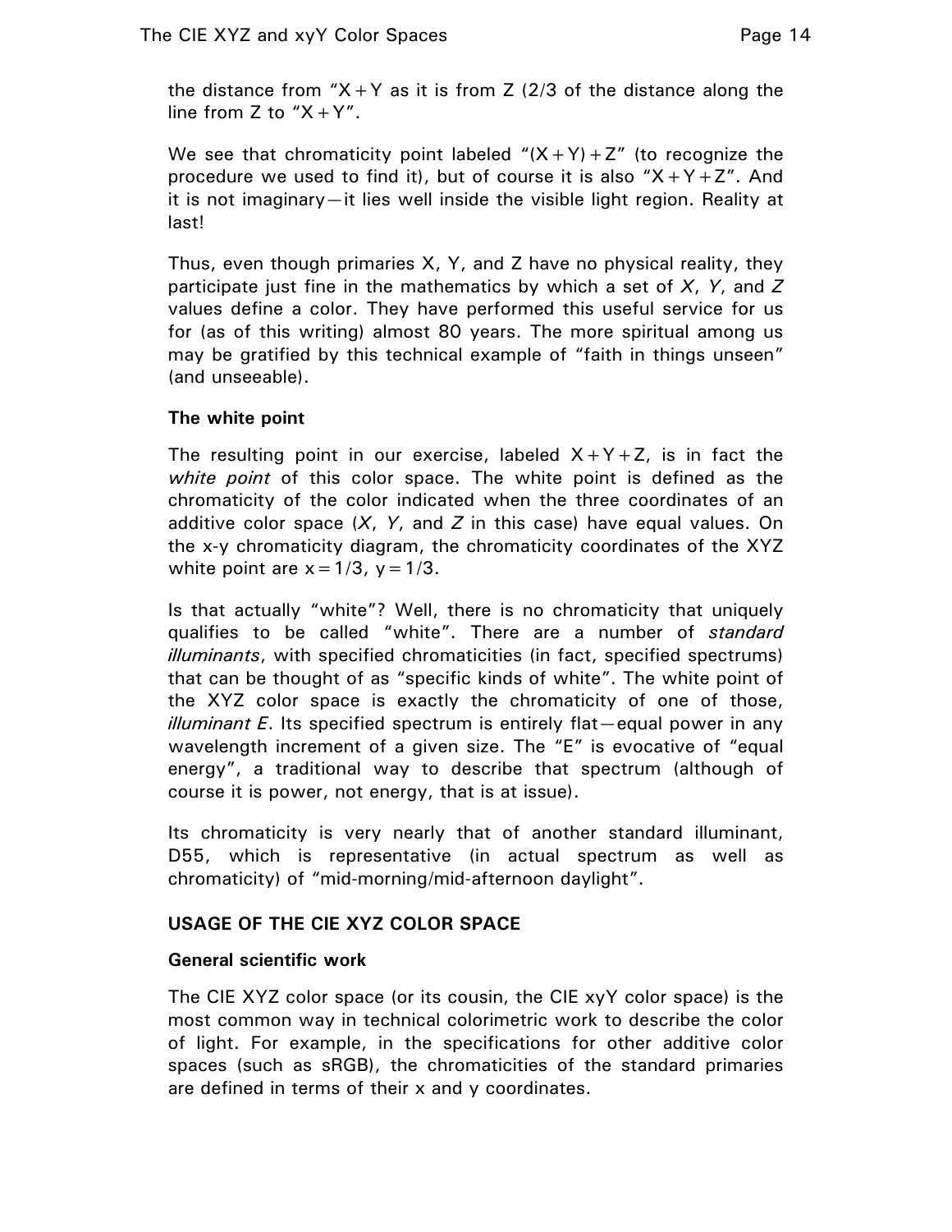the distance from "X + Y as it is from Z (2/3 of the distance along the line from Z to "X + Y".

We see that chromaticity point labeled "(X + Y) + Z" (to recognize the procedure we used to find it), but of course it is also "X + Y + Z". And it is not imaginary—it lies well inside the visible light region. Reality at last!

Thus, even though primaries X, Y, and Z have no physical reality, they participate just fine in the mathematics by which a set of *X*, *Y*, and *Z* values define a color. They have performed this useful service for us for (as of this writing) almost 80 years. The more spiritual among us may be gratified by this technical example of "faith in things unseen" (and unseeable).

### The white point

The resulting point in our exercise, labeled X + Y + Z, is in fact the *white point* of this color space. The white point is defined as the chromaticity of the color indicated when the three coordinates of an additive color space (*X*, *Y*, and *Z* in this case) have equal values. On the x-y chromaticity diagram, the chromaticity coordinates of the XYZ white point are $x = 1/3$, $y = 1/3$.

Is that actually "white"? Well, there is no chromaticity that uniquely qualifies to be called "white". There are a number of *standard illuminants*, with specified chromaticities (in fact, specified spectrums) that can be thought of as "specific kinds of white". The white point of the XYZ color space is exactly the chromaticity of one of those, *illuminant E*. Its specified spectrum is entirely flat—equal power in any wavelength increment of a given size. The "E" is evocative of "equal energy", a traditional way to describe that spectrum (although of course it is power, not energy, that is at issue).

Its chromaticity is very nearly that of another standard illuminant, D55, which is representative (in actual spectrum as well as chromaticity) of "mid-morning/mid-afternoon daylight".

## USAGE OF THE CIE XYZ COLOR SPACE

### General scientific work

The CIE XYZ color space (or its cousin, the CIE xyY color space) is the most common way in technical colorimetric work to describe the color of light. For example, in the specifications for other additive color spaces (such as sRGB), the chromaticities of the standard primaries are defined in terms of their x and y coordinates.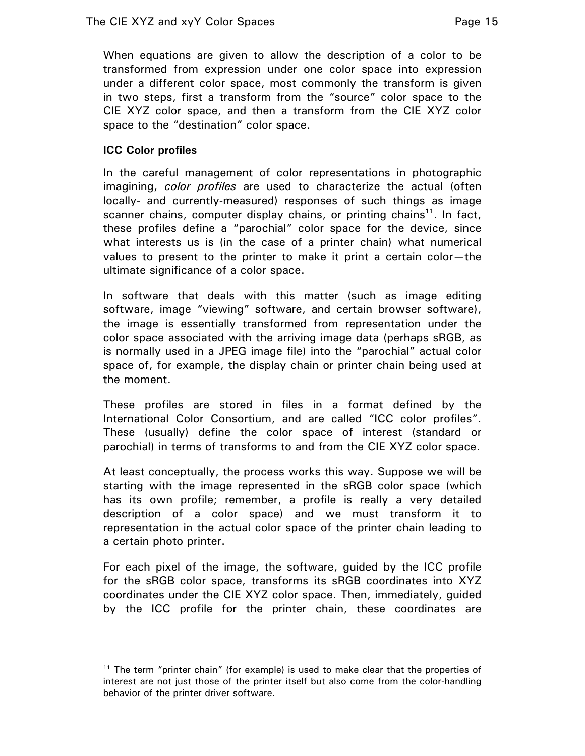When equations are given to allow the description of a color to be transformed from expression under one color space into expression under a different color space, most commonly the transform is given in two steps, first a transform from the "source" color space to the CIE XYZ color space, and then a transform from the CIE XYZ color space to the "destination" color space.

**ICC Color profiles**

In the careful management of color representations in photographic imagining, *color profiles* are used to characterize the actual (often locally- and currently-measured) responses of such things as image scanner chains, computer display chains, or printing chains[11]. In fact, these profiles define a "parochial" color space for the device, since what interests us is (in the case of a printer chain) what numerical values to present to the printer to make it print a certain color—the ultimate significance of a color space.

In software that deals with this matter (such as image editing software, image "viewing" software, and certain browser software), the image is essentially transformed from representation under the color space associated with the arriving image data (perhaps sRGB, as is normally used in a JPEG image file) into the "parochial" actual color space of, for example, the display chain or printer chain being used at the moment.

These profiles are stored in files in a format defined by the International Color Consortium, and are called "ICC color profiles". These (usually) define the color space of interest (standard or parochial) in terms of transforms to and from the CIE XYZ color space.

At least conceptually, the process works this way. Suppose we will be starting with the image represented in the sRGB color space (which has its own profile; remember, a profile is really a very detailed description of a color space) and we must transform it to representation in the actual color space of the printer chain leading to a certain photo printer.

For each pixel of the image, the software, guided by the ICC profile for the sRGB color space, transforms its sRGB coordinates into XYZ coordinates under the CIE XYZ color space. Then, immediately, guided by the ICC profile for the printer chain, these coordinates are

---

[11] The term "printer chain" (for example) is used to make clear that the properties of interest are not just those of the printer itself but also come from the color-handling behavior of the printer driver software.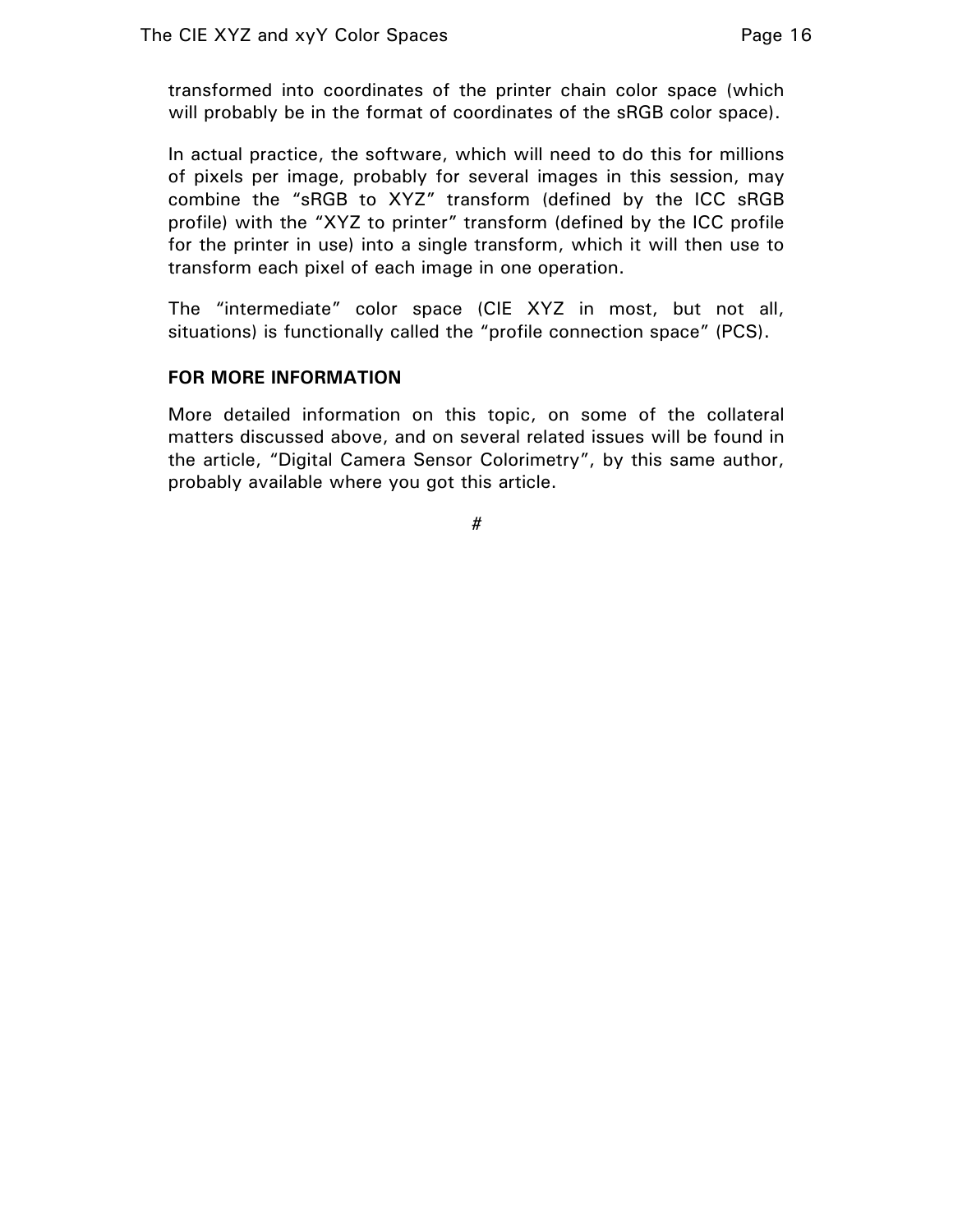transformed into coordinates of the printer chain color space (which will probably be in the format of coordinates of the sRGB color space).

In actual practice, the software, which will need to do this for millions of pixels per image, probably for several images in this session, may combine the “sRGB to XYZ” transform (defined by the ICC sRGB profile) with the “XYZ to printer” transform (defined by the ICC profile for the printer in use) into a single transform, which it will then use to transform each pixel of each image in one operation.

The “intermediate” color space (CIE XYZ in most, but not all, situations) is functionally called the “profile connection space” (PCS).

**FOR MORE INFORMATION**

More detailed information on this topic, on some of the collateral matters discussed above, and on several related issues will be found in the article, “Digital Camera Sensor Colorimetry”, by this same author, probably available where you got this article.

#